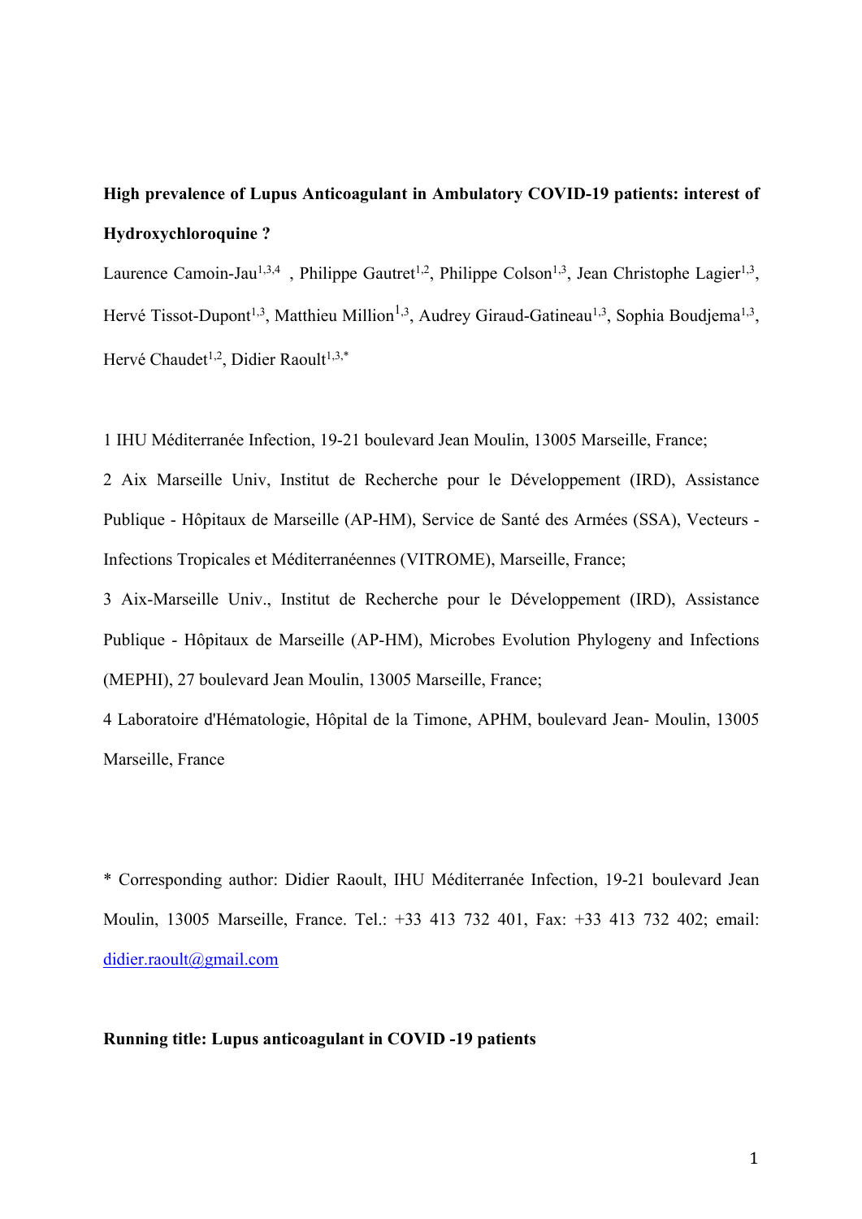**High prevalence of Lupus Anticoagulant in Ambulatory COVID-19 patients: interest of Hydroxychloroquine ?**

Laurence Camoin-Jau[1,3,4] , Philippe Gautret[1,2], Philippe Colson[1,3], Jean Christophe Lagier[1,3], Hervé Tissot-Dupont[1,3], Matthieu Million[1,3], Audrey Giraud-Gatineau[1,3], Sophia Boudjema[1,3], Hervé Chaudet[1,2], Didier Raoult[1,3,*]

1 IHU Méditerranée Infection, 19-21 boulevard Jean Moulin, 13005 Marseille, France;

2 Aix Marseille Univ, Institut de Recherche pour le Développement (IRD), Assistance Publique - Hôpitaux de Marseille (AP-HM), Service de Santé des Armées (SSA), Vecteurs - Infections Tropicales et Méditerranéennes (VITROME), Marseille, France;

3 Aix-Marseille Univ., Institut de Recherche pour le Développement (IRD), Assistance Publique - Hôpitaux de Marseille (AP-HM), Microbes Evolution Phylogeny and Infections (MEPHI), 27 boulevard Jean Moulin, 13005 Marseille, France;

4 Laboratoire d'Hématologie, Hôpital de la Timone, APHM, boulevard Jean- Moulin, 13005 Marseille, France

* Corresponding author: Didier Raoult, IHU Méditerranée Infection, 19-21 boulevard Jean Moulin, 13005 Marseille, France. Tel.: +33 413 732 401, Fax: +33 413 732 402; email: didier.raoult@gmail.com

**Running title: Lupus anticoagulant in COVID -19 patients**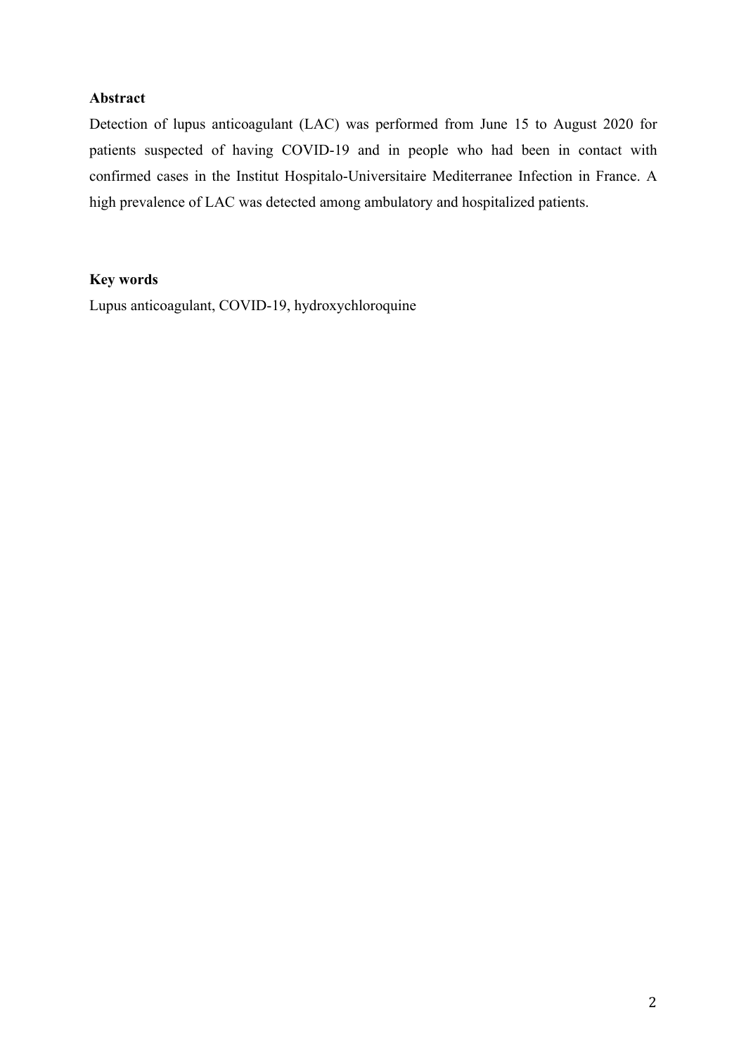## Abstract

Detection of lupus anticoagulant (LAC) was performed from June 15 to August 2020 for patients suspected of having COVID-19 and in people who had been in contact with confirmed cases in the Institut Hospitalo-Universitaire Mediterranee Infection in France. A high prevalence of LAC was detected among ambulatory and hospitalized patients.

## Key words

Lupus anticoagulant, COVID-19, hydroxychloroquine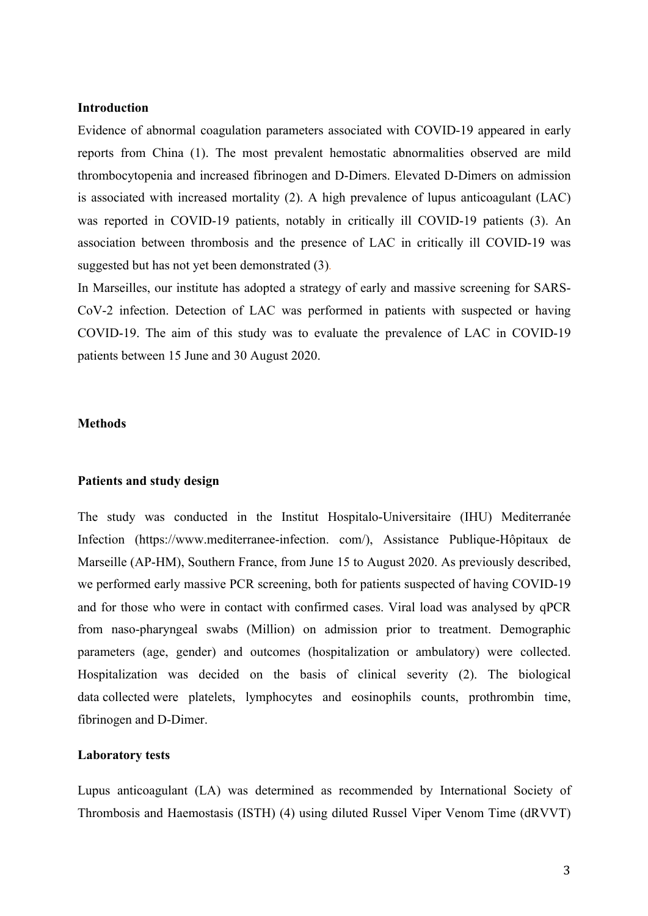**Introduction**

Evidence of abnormal coagulation parameters associated with COVID-19 appeared in early reports from China (1). The most prevalent hemostatic abnormalities observed are mild thrombocytopenia and increased fibrinogen and D-Dimers. Elevated D-Dimers on admission is associated with increased mortality (2). A high prevalence of lupus anticoagulant (LAC) was reported in COVID-19 patients, notably in critically ill COVID-19 patients (3). An association between thrombosis and the presence of LAC in critically ill COVID-19 was suggested but has not yet been demonstrated (3).

In Marseilles, our institute has adopted a strategy of early and massive screening for SARS-CoV-2 infection. Detection of LAC was performed in patients with suspected or having COVID-19. The aim of this study was to evaluate the prevalence of LAC in COVID-19 patients between 15 June and 30 August 2020.

**Methods**

**Patients and study design**

The study was conducted in the Institut Hospitalo-Universitaire (IHU) Mediterranée Infection (https://www.mediterranee-infection. com/), Assistance Publique-Hôpitaux de Marseille (AP-HM), Southern France, from June 15 to August 2020. As previously described, we performed early massive PCR screening, both for patients suspected of having COVID-19 and for those who were in contact with confirmed cases. Viral load was analysed by qPCR from naso-pharyngeal swabs (Million) on admission prior to treatment. Demographic parameters (age, gender) and outcomes (hospitalization or ambulatory) were collected. Hospitalization was decided on the basis of clinical severity (2). The biological data collected were platelets, lymphocytes and eosinophils counts, prothrombin time, fibrinogen and D-Dimer.

**Laboratory tests**

Lupus anticoagulant (LA) was determined as recommended by International Society of Thrombosis and Haemostasis (ISTH) (4) using diluted Russel Viper Venom Time (dRVVT)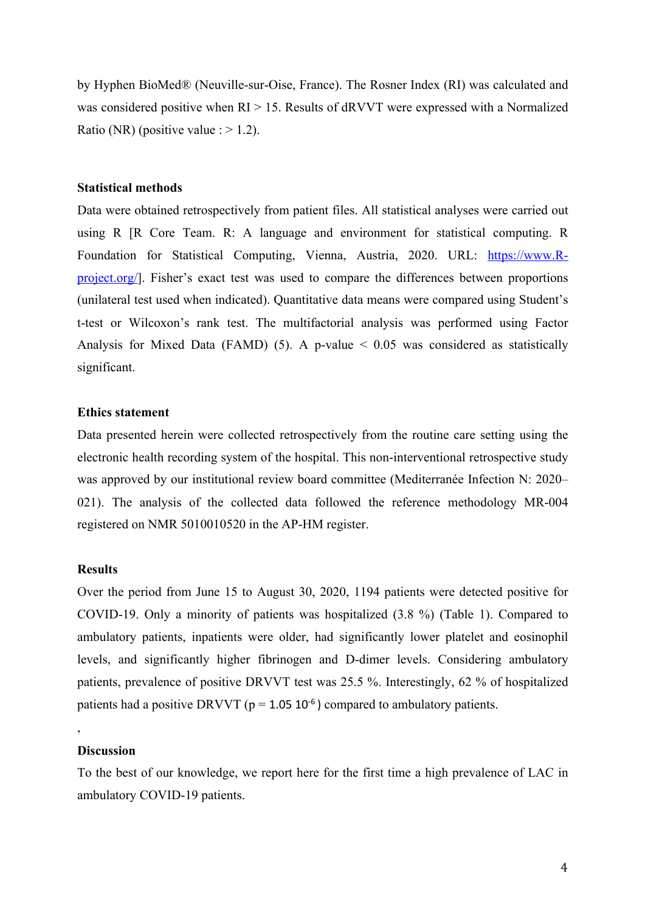by Hyphen BioMed® (Neuville-sur-Oise, France). The Rosner Index (RI) was calculated and was considered positive when RI > 15. Results of dRVVT were expressed with a Normalized Ratio (NR) (positive value : > 1.2).

### Statistical methods

Data were obtained retrospectively from patient files. All statistical analyses were carried out using R [R Core Team. R: A language and environment for statistical computing. R Foundation for Statistical Computing, Vienna, Austria, 2020. URL: https://www.R-project.org/]. Fisher's exact test was used to compare the differences between proportions (unilateral test used when indicated). Quantitative data means were compared using Student's t-test or Wilcoxon's rank test. The multifactorial analysis was performed using Factor Analysis for Mixed Data (FAMD) (5). A p-value < 0.05 was considered as statistically significant.

### Ethics statement

Data presented herein were collected retrospectively from the routine care setting using the electronic health recording system of the hospital. This non-interventional retrospective study was approved by our institutional review board committee (Mediterranée Infection N: 2020–021). The analysis of the collected data followed the reference methodology MR-004 registered on NMR 5010010520 in the AP-HM register.

### Results

Over the period from June 15 to August 30, 2020, 1194 patients were detected positive for COVID-19. Only a minority of patients was hospitalized (3.8 %) (Table 1). Compared to ambulatory patients, inpatients were older, had significantly lower platelet and eosinophil levels, and significantly higher fibrinogen and D-dimer levels. Considering ambulatory patients, prevalence of positive DRVVT test was 25.5 %. Interestingly, 62 % of hospitalized patients had a positive DRVVT ($p = 1.05 \ 10^{-6}$) compared to ambulatory patients.

,

### Discussion

To the best of our knowledge, we report here for the first time a high prevalence of LAC in ambulatory COVID-19 patients.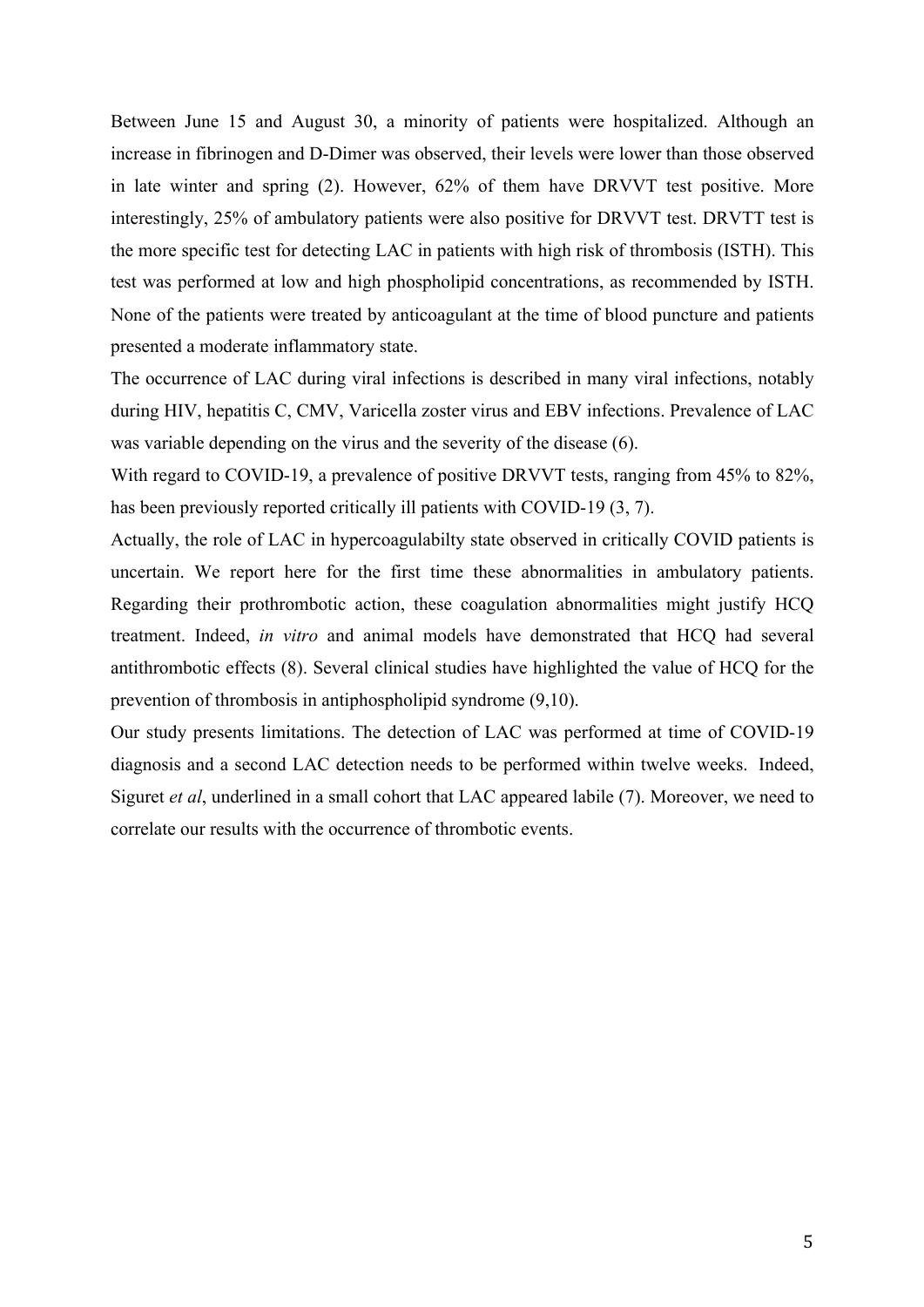Between June 15 and August 30, a minority of patients were hospitalized. Although an increase in fibrinogen and D-Dimer was observed, their levels were lower than those observed in late winter and spring (2). However, 62% of them have DRVVT test positive. More interestingly, 25% of ambulatory patients were also positive for DRVVT test. DRVTT test is the more specific test for detecting LAC in patients with high risk of thrombosis (ISTH). This test was performed at low and high phospholipid concentrations, as recommended by ISTH. None of the patients were treated by anticoagulant at the time of blood puncture and patients presented a moderate inflammatory state.

The occurrence of LAC during viral infections is described in many viral infections, notably during HIV, hepatitis C, CMV, Varicella zoster virus and EBV infections. Prevalence of LAC was variable depending on the virus and the severity of the disease (6).

With regard to COVID-19, a prevalence of positive DRVVT tests, ranging from 45% to 82%, has been previously reported critically ill patients with COVID-19 (3, 7).

Actually, the role of LAC in hypercoagulabilty state observed in critically COVID patients is uncertain. We report here for the first time these abnormalities in ambulatory patients. Regarding their prothrombotic action, these coagulation abnormalities might justify HCQ treatment. Indeed, *in vitro* and animal models have demonstrated that HCQ had several antithrombotic effects (8). Several clinical studies have highlighted the value of HCQ for the prevention of thrombosis in antiphospholipid syndrome (9,10).

Our study presents limitations. The detection of LAC was performed at time of COVID-19 diagnosis and a second LAC detection needs to be performed within twelve weeks. Indeed, Siguret *et al*, underlined in a small cohort that LAC appeared labile (7). Moreover, we need to correlate our results with the occurrence of thrombotic events.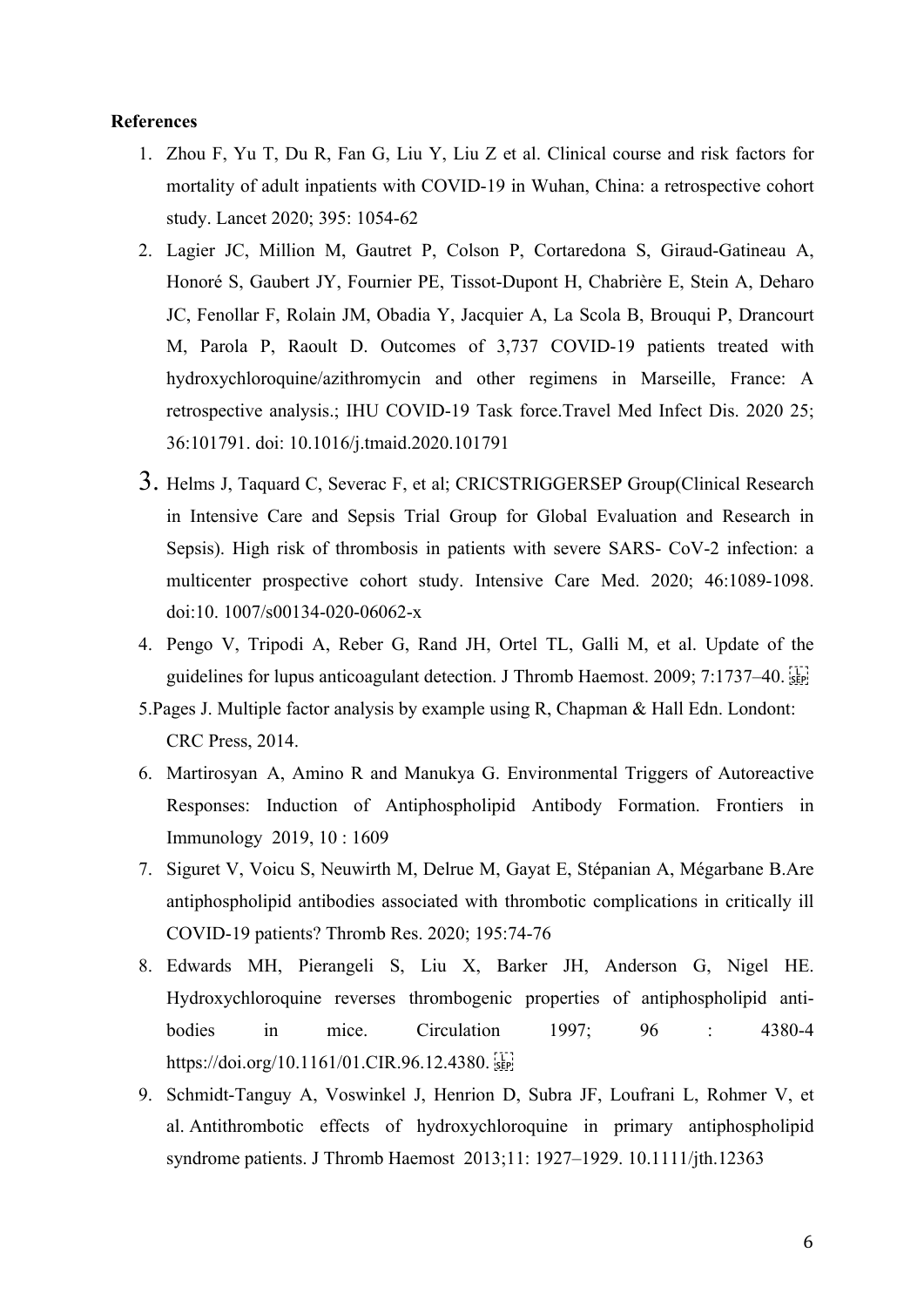**References**

1. Zhou F, Yu T, Du R, Fan G, Liu Y, Liu Z et al. Clinical course and risk factors for mortality of adult inpatients with COVID-19 in Wuhan, China: a retrospective cohort study. Lancet 2020; 395: 1054-62
2. Lagier JC, Million M, Gautret P, Colson P, Cortaredona S, Giraud-Gatineau A, Honoré S, Gaubert JY, Fournier PE, Tissot-Dupont H, Chabrière E, Stein A, Deharo JC, Fenollar F, Rolain JM, Obadia Y, Jacquier A, La Scola B, Brouqui P, Drancourt M, Parola P, Raoult D. Outcomes of 3,737 COVID-19 patients treated with hydroxychloroquine/azithromycin and other regimens in Marseille, France: A retrospective analysis.; IHU COVID-19 Task force.Travel Med Infect Dis. 2020 25; 36:101791. doi: 10.1016/j.tmaid.2020.101791
3. Helms J, Taquard C, Severac F, et al; CRICSTRIGGERSEP Group(Clinical Research in Intensive Care and Sepsis Trial Group for Global Evaluation and Research in Sepsis). High risk of thrombosis in patients with severe SARS- CoV-2 infection: a multicenter prospective cohort study. Intensive Care Med. 2020; 46:1089-1098. doi:10. 1007/s00134-020-06062-x
4. Pengo V, Tripodi A, Reber G, Rand JH, Ortel TL, Galli M, et al. Update of the guidelines for lupus anticoagulant detection. J Thromb Haemost. 2009; 7:1737–40.
5. Pages J. Multiple factor analysis by example using R, Chapman & Hall Edn. Londont: CRC Press, 2014.
6. Martirosyan A, Amino R and Manukya G. Environmental Triggers of Autoreactive Responses: Induction of Antiphospholipid Antibody Formation. Frontiers in Immunology 2019, 10 : 1609
7. Siguret V, Voicu S, Neuwirth M, Delrue M, Gayat E, Stépanian A, Mégarbane B.Are antiphospholipid antibodies associated with thrombotic complications in critically ill COVID-19 patients? Thromb Res. 2020; 195:74-76
8. Edwards MH, Pierangeli S, Liu X, Barker JH, Anderson G, Nigel HE. Hydroxychloroquine reverses thrombogenic properties of antiphospholipid anti-bodies in mice. Circulation 1997; 96 : 4380-4 https://doi.org/10.1161/01.CIR.96.12.4380.
9. Schmidt-Tanguy A, Voswinkel J, Henrion D, Subra JF, Loufrani L, Rohmer V, et al. Antithrombotic effects of hydroxychloroquine in primary antiphospholipid syndrome patients. J Thromb Haemost 2013;11: 1927–1929. 10.1111/jth.12363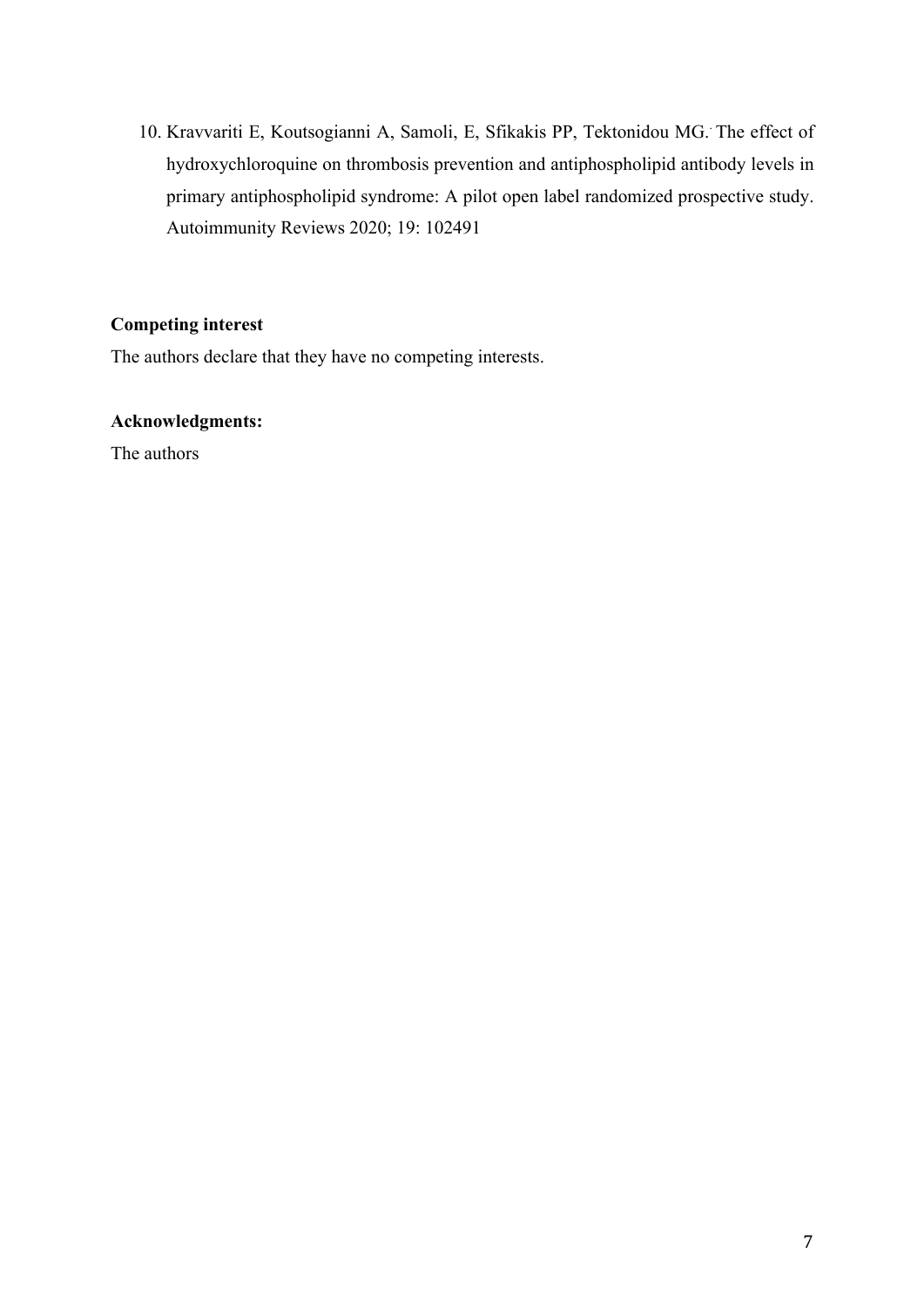10. Kravvariti E, Koutsogianni A, Samoli, E, Sfikakis PP, Tektonidou MG. The effect of hydroxychloroquine on thrombosis prevention and antiphospholipid antibody levels in primary antiphospholipid syndrome: A pilot open label randomized prospective study. Autoimmunity Reviews 2020; 19: 102491

**Competing interest**

The authors declare that they have no competing interests.

**Acknowledgments:**

The authors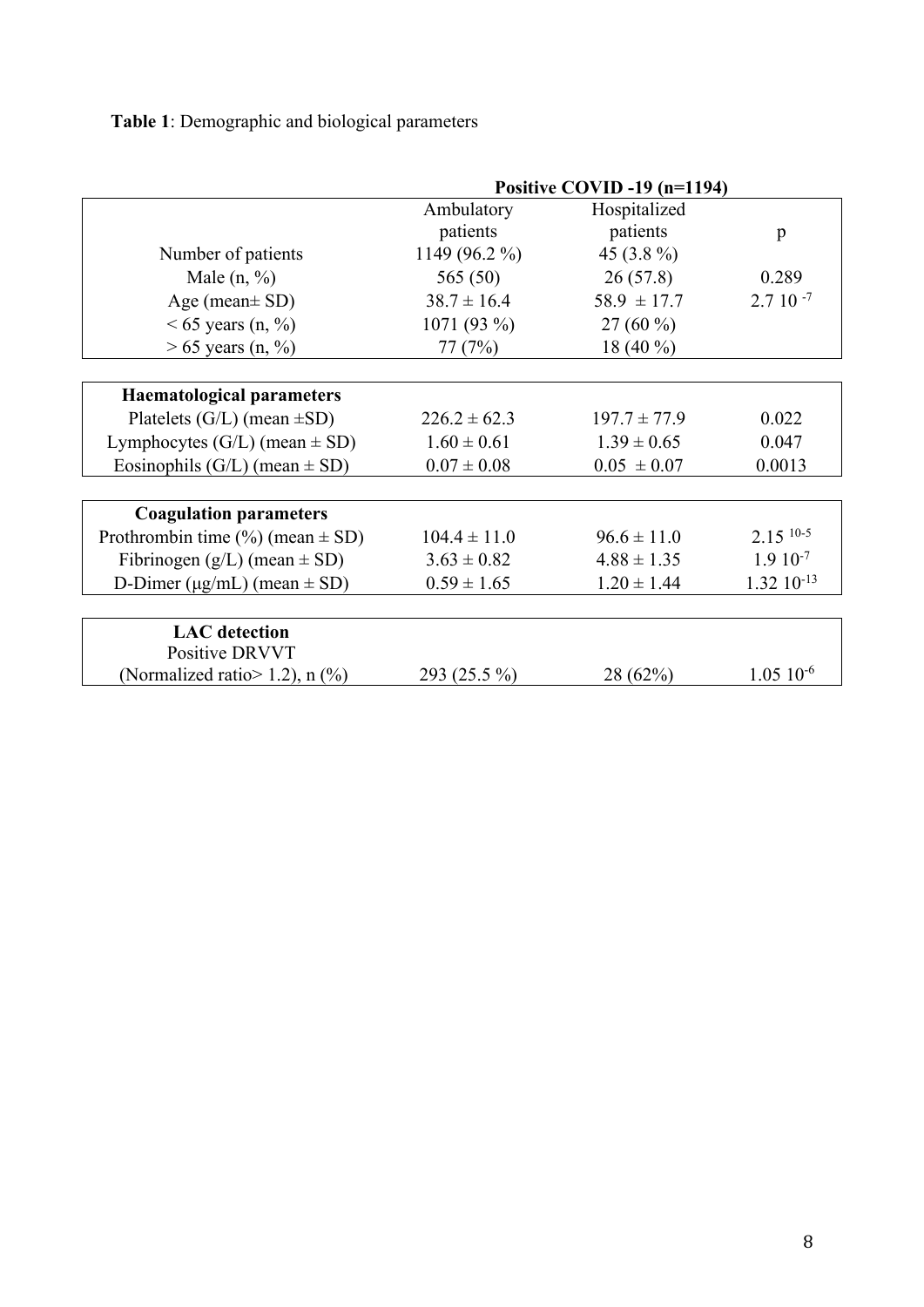**Table 1**: Demographic and biological parameters

| | Positive COVID -19 (n=1194) | | |
|---|---|---|---|
| | Ambulatory patients | Hospitalized patients | p |
| Number of patients | 1149 (96.2 %) | 45 (3.8 %) | |
| Male (n, %) | 565 (50) | 26 (57.8) | 0.289 |
| Age (mean± SD) | 38.7 ± 16.4 | 58.9 ± 17.7 | $2.7\ 10^{-7}$ |
| < 65 years (n, %) | 1071 (93 %) | 27 (60 %) | |
| > 65 years (n, %) | 77 (7%) | 18 (40 %) | |
| **Haematological parameters** | | | |
| Platelets (G/L) (mean ±SD) | 226.2 ± 62.3 | 197.7 ± 77.9 | 0.022 |
| Lymphocytes (G/L) (mean ± SD) | 1.60 ± 0.61 | 1.39 ± 0.65 | 0.047 |
| Eosinophils (G/L) (mean ± SD) | 0.07 ± 0.08 | 0.05 ± 0.07 | 0.0013 |
| **Coagulation parameters** | | | |
| Prothrombin time (%) (mean ± SD) | 104.4 ± 11.0 | 96.6 ± 11.0 | $2.15^{\ 10\text{-}5}$ |
| Fibrinogen (g/L) (mean ± SD) | 3.63 ± 0.82 | 4.88 ± 1.35 | $1.9\ 10^{-7}$ |
| D-Dimer (µg/mL) (mean ± SD) | 0.59 ± 1.65 | 1.20 ± 1.44 | $1.32\ 10^{-13}$ |
| **LAC detection** | | | |
| Positive DRVVT (Normalized ratio> 1.2), n (%) | 293 (25.5 %) | 28 (62%) | $1.05\ 10^{-6}$ |